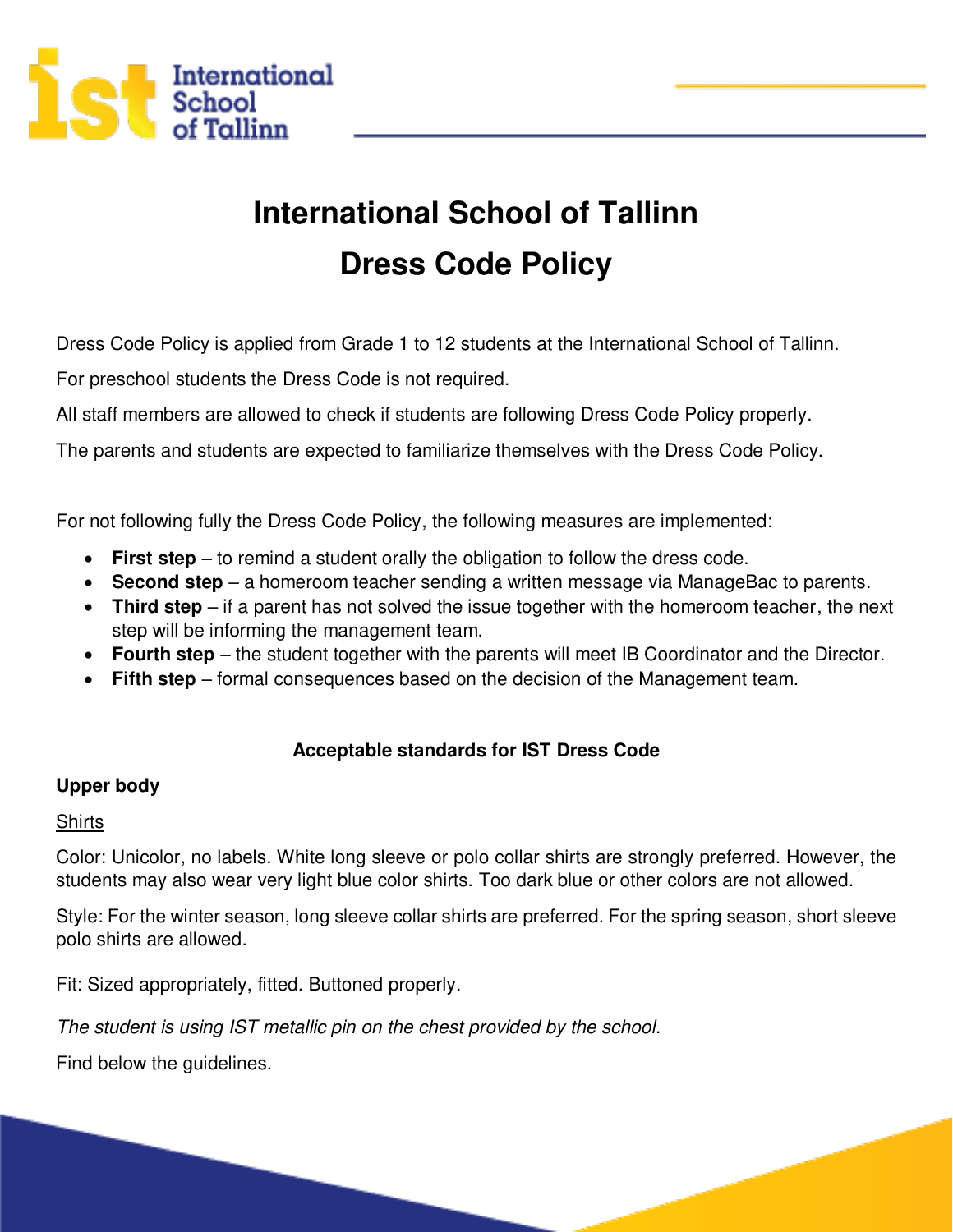# International School of Tallinn
# Dress Code Policy

Dress Code Policy is applied from Grade 1 to 12 students at the International School of Tallinn.

For preschool students the Dress Code is not required.

All staff members are allowed to check if students are following Dress Code Policy properly.

The parents and students are expected to familiarize themselves with the Dress Code Policy.

For not following fully the Dress Code Policy, the following measures are implemented:

- **First step** – to remind a student orally the obligation to follow the dress code.
- **Second step** – a homeroom teacher sending a written message via ManageBac to parents.
- **Third step** – if a parent has not solved the issue together with the homeroom teacher, the next step will be informing the management team.
- **Fourth step** – the student together with the parents will meet IB Coordinator and the Director.
- **Fifth step** – formal consequences based on the decision of the Management team.

### Acceptable standards for IST Dress Code

**Upper body**

Shirts

Color: Unicolor, no labels. White long sleeve or polo collar shirts are strongly preferred. However, the students may also wear very light blue color shirts. Too dark blue or other colors are not allowed.

Style: For the winter season, long sleeve collar shirts are preferred. For the spring season, short sleeve polo shirts are allowed.

Fit: Sized appropriately, fitted. Buttoned properly.

*The student is using IST metallic pin on the chest provided by the school*.

Find below the guidelines.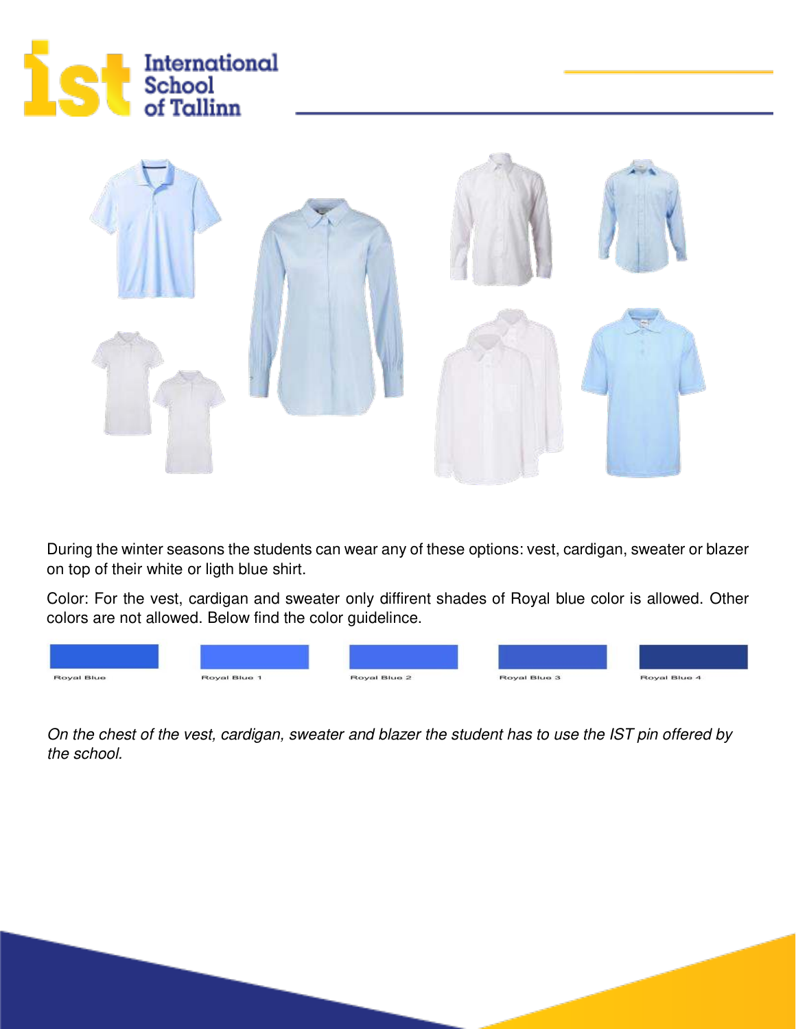During the winter seasons the students can wear any of these options: vest, cardigan, sweater or blazer on top of their white or ligth blue shirt.

Color: For the vest, cardigan and sweater only diffirent shades of Royal blue color is allowed. Other colors are not allowed. Below find the color guidelince.

Royal Blue

Royal Blue 1

Royal Blue 2

Royal Blue 3

Royal Blue 4

*On the chest of the vest, cardigan, sweater and blazer the student has to use the IST pin offered by the school.*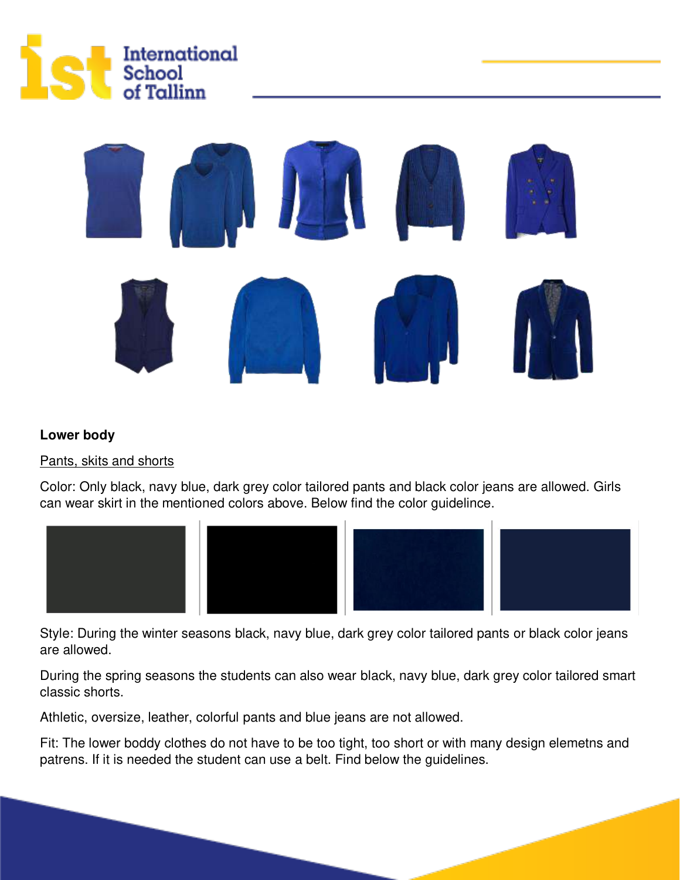**Lower body**

Pants, skits and shorts

Color: Only black, navy blue, dark grey color tailored pants and black color jeans are allowed. Girls can wear skirt in the mentioned colors above. Below find the color guidelince.

Style: During the winter seasons black, navy blue, dark grey color tailored pants or black color jeans are allowed.

During the spring seasons the students can also wear black, navy blue, dark grey color tailored smart classic shorts.

Athletic, oversize, leather, colorful pants and blue jeans are not allowed.

Fit: The lower boddy clothes do not have to be too tight, too short or with many design elemetns and patrens. If it is needed the student can use a belt. Find below the guidelines.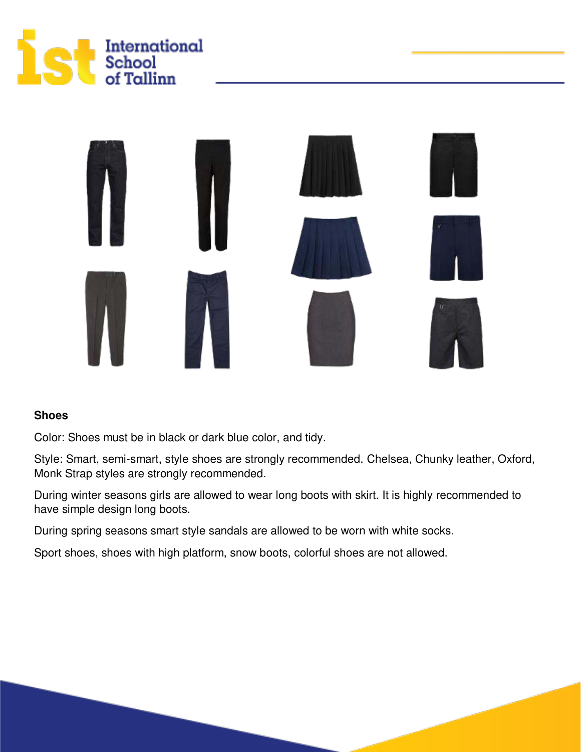**Shoes**

Color: Shoes must be in black or dark blue color, and tidy.

Style: Smart, semi-smart, style shoes are strongly recommended. Chelsea, Chunky leather, Oxford, Monk Strap styles are strongly recommended.

During winter seasons girls are allowed to wear long boots with skirt. It is highly recommended to have simple design long boots.

During spring seasons smart style sandals are allowed to be worn with white socks.

Sport shoes, shoes with high platform, snow boots, colorful shoes are not allowed.